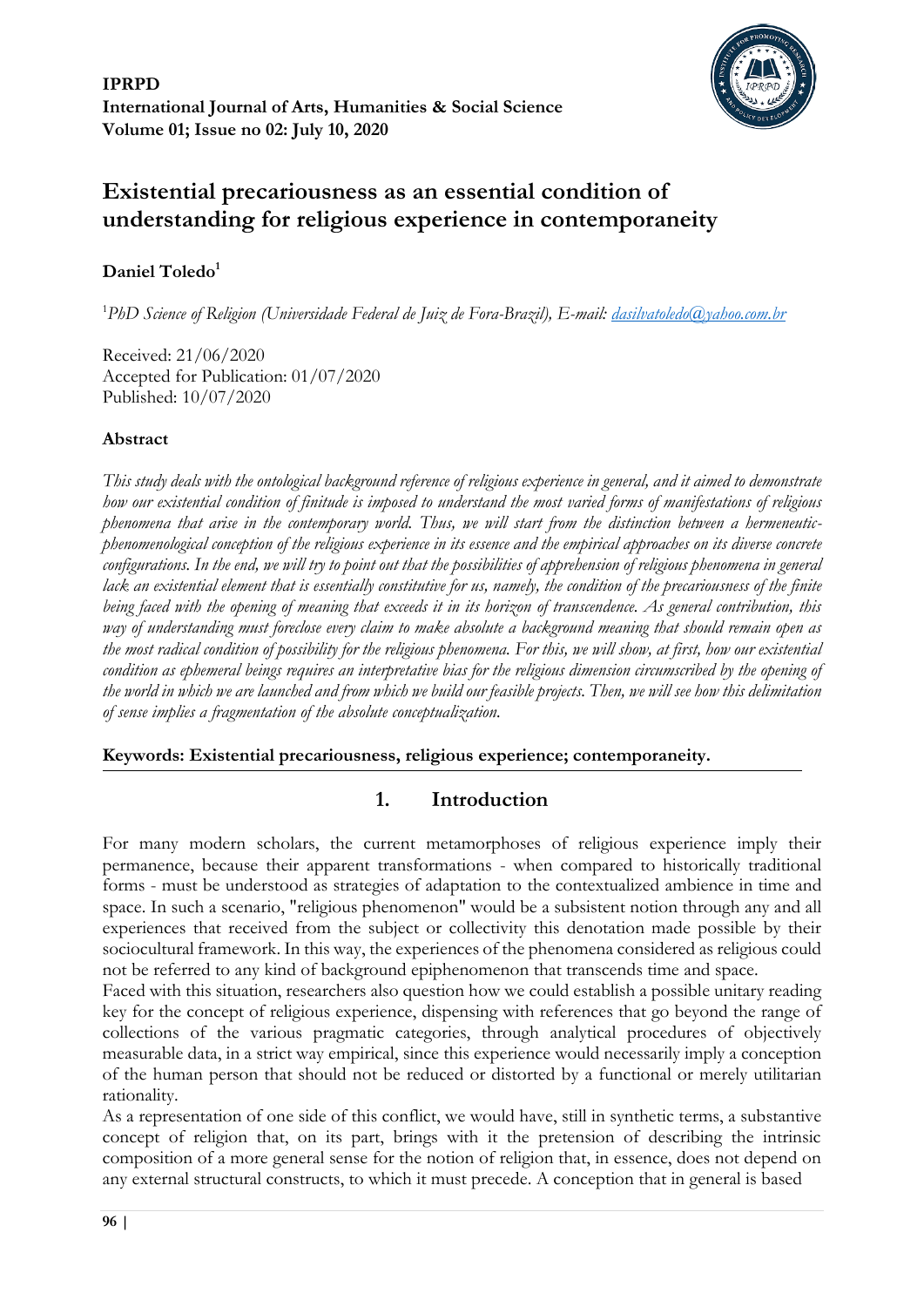**IPRPD**
**International Journal of Arts, Humanities & Social Science**
**Volume 01; Issue no 02: July 10, 2020**

# Existential precariousness as an essential condition of understanding for religious experience in contemporaneity

**Daniel Toledo[1]**

[1]*PhD Science of Religion (Universidade Federal de Juiz de Fora-Brazil), E-mail: dasilvatoledo@yahoo.com.br*

Received: 21/06/2020
Accepted for Publication: 01/07/2020
Published: 10/07/2020

### Abstract

*This study deals with the ontological background reference of religious experience in general, and it aimed to demonstrate how our existential condition of finitude is imposed to understand the most varied forms of manifestations of religious phenomena that arise in the contemporary world. Thus, we will start from the distinction between a hermeneutic-phenomenological conception of the religious experience in its essence and the empirical approaches on its diverse concrete configurations. In the end, we will try to point out that the possibilities of apprehension of religious phenomena in general lack an existential element that is essentially constitutive for us, namely, the condition of the precariousness of the finite being faced with the opening of meaning that exceeds it in its horizon of transcendence. As general contribution, this way of understanding must foreclose every claim to make absolute a background meaning that should remain open as the most radical condition of possibility for the religious phenomena. For this, we will show, at first, how our existential condition as ephemeral beings requires an interpretative bias for the religious dimension circumscribed by the opening of the world in which we are launched and from which we build our feasible projects. Then, we will see how this delimitation of sense implies a fragmentation of the absolute conceptualization.*

**Keywords: Existential precariousness, religious experience; contemporaneity.**

## 1. Introduction

For many modern scholars, the current metamorphoses of religious experience imply their permanence, because their apparent transformations - when compared to historically traditional forms - must be understood as strategies of adaptation to the contextualized ambience in time and space. In such a scenario, "religious phenomenon" would be a subsistent notion through any and all experiences that received from the subject or collectivity this denotation made possible by their sociocultural framework. In this way, the experiences of the phenomena considered as religious could not be referred to any kind of background epiphenomenon that transcends time and space.

Faced with this situation, researchers also question how we could establish a possible unitary reading key for the concept of religious experience, dispensing with references that go beyond the range of collections of the various pragmatic categories, through analytical procedures of objectively measurable data, in a strict way empirical, since this experience would necessarily imply a conception of the human person that should not be reduced or distorted by a functional or merely utilitarian rationality.

As a representation of one side of this conflict, we would have, still in synthetic terms, a substantive concept of religion that, on its part, brings with it the pretension of describing the intrinsic composition of a more general sense for the notion of religion that, in essence, does not depend on any external structural constructs, to which it must precede. A conception that in general is based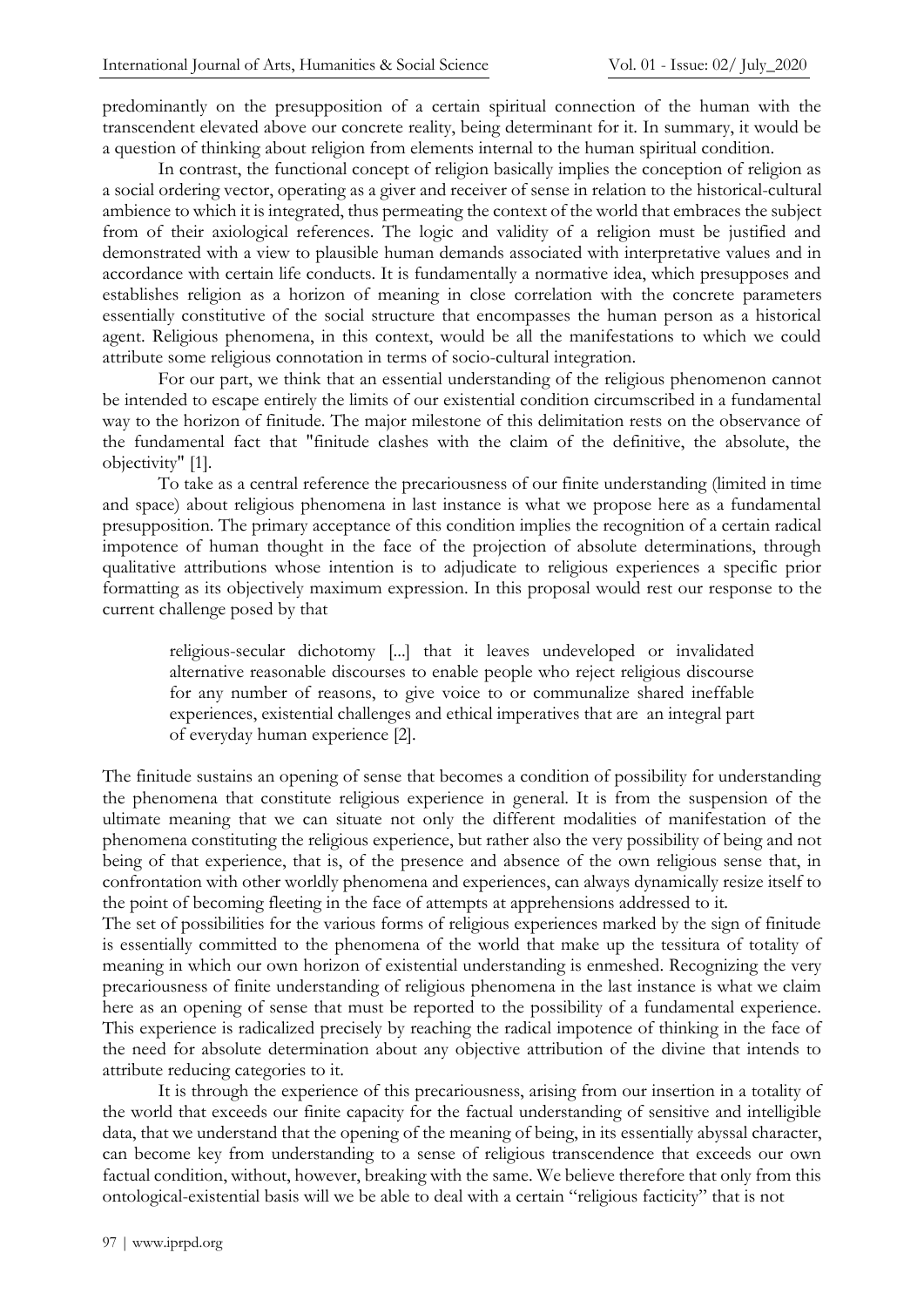predominantly on the presupposition of a certain spiritual connection of the human with the transcendent elevated above our concrete reality, being determinant for it. In summary, it would be a question of thinking about religion from elements internal to the human spiritual condition.

In contrast, the functional concept of religion basically implies the conception of religion as a social ordering vector, operating as a giver and receiver of sense in relation to the historical-cultural ambience to which it is integrated, thus permeating the context of the world that embraces the subject from of their axiological references. The logic and validity of a religion must be justified and demonstrated with a view to plausible human demands associated with interpretative values and in accordance with certain life conducts. It is fundamentally a normative idea, which presupposes and establishes religion as a horizon of meaning in close correlation with the concrete parameters essentially constitutive of the social structure that encompasses the human person as a historical agent. Religious phenomena, in this context, would be all the manifestations to which we could attribute some religious connotation in terms of socio-cultural integration.

For our part, we think that an essential understanding of the religious phenomenon cannot be intended to escape entirely the limits of our existential condition circumscribed in a fundamental way to the horizon of finitude. The major milestone of this delimitation rests on the observance of the fundamental fact that "finitude clashes with the claim of the definitive, the absolute, the objectivity" [1].

To take as a central reference the precariousness of our finite understanding (limited in time and space) about religious phenomena in last instance is what we propose here as a fundamental presupposition. The primary acceptance of this condition implies the recognition of a certain radical impotence of human thought in the face of the projection of absolute determinations, through qualitative attributions whose intention is to adjudicate to religious experiences a specific prior formatting as its objectively maximum expression. In this proposal would rest our response to the current challenge posed by that

> religious-secular dichotomy [...] that it leaves undeveloped or invalidated alternative reasonable discourses to enable people who reject religious discourse for any number of reasons, to give voice to or communalize shared ineffable experiences, existential challenges and ethical imperatives that are an integral part of everyday human experience [2].

The finitude sustains an opening of sense that becomes a condition of possibility for understanding the phenomena that constitute religious experience in general. It is from the suspension of the ultimate meaning that we can situate not only the different modalities of manifestation of the phenomena constituting the religious experience, but rather also the very possibility of being and not being of that experience, that is, of the presence and absence of the own religious sense that, in confrontation with other worldly phenomena and experiences, can always dynamically resize itself to the point of becoming fleeting in the face of attempts at apprehensions addressed to it.

The set of possibilities for the various forms of religious experiences marked by the sign of finitude is essentially committed to the phenomena of the world that make up the tessitura of totality of meaning in which our own horizon of existential understanding is enmeshed. Recognizing the very precariousness of finite understanding of religious phenomena in the last instance is what we claim here as an opening of sense that must be reported to the possibility of a fundamental experience. This experience is radicalized precisely by reaching the radical impotence of thinking in the face of the need for absolute determination about any objective attribution of the divine that intends to attribute reducing categories to it.

It is through the experience of this precariousness, arising from our insertion in a totality of the world that exceeds our finite capacity for the factual understanding of sensitive and intelligible data, that we understand that the opening of the meaning of being, in its essentially abyssal character, can become key from understanding to a sense of religious transcendence that exceeds our own factual condition, without, however, breaking with the same. We believe therefore that only from this ontological-existential basis will we be able to deal with a certain "religious facticity" that is not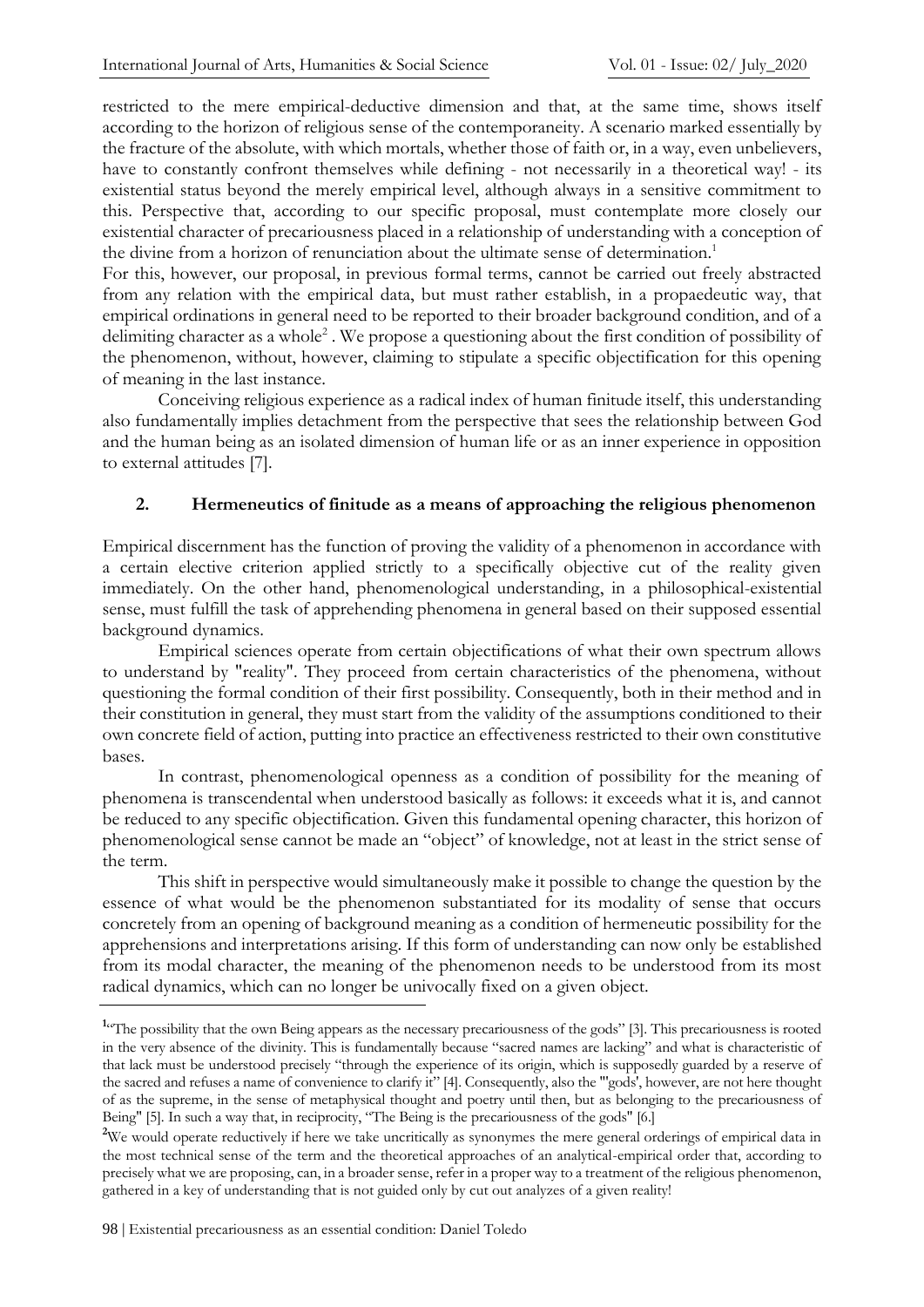restricted to the mere empirical-deductive dimension and that, at the same time, shows itself according to the horizon of religious sense of the contemporaneity. A scenario marked essentially by the fracture of the absolute, with which mortals, whether those of faith or, in a way, even unbelievers, have to constantly confront themselves while defining - not necessarily in a theoretical way! - its existential status beyond the merely empirical level, although always in a sensitive commitment to this. Perspective that, according to our specific proposal, must contemplate more closely our existential character of precariousness placed in a relationship of understanding with a conception of the divine from a horizon of renunciation about the ultimate sense of determination.[1]

For this, however, our proposal, in previous formal terms, cannot be carried out freely abstracted from any relation with the empirical data, but must rather establish, in a propaedeutic way, that empirical ordinations in general need to be reported to their broader background condition, and of a delimiting character as a whole[2] . We propose a questioning about the first condition of possibility of the phenomenon, without, however, claiming to stipulate a specific objectification for this opening of meaning in the last instance.

Conceiving religious experience as a radical index of human finitude itself, this understanding also fundamentally implies detachment from the perspective that sees the relationship between God and the human being as an isolated dimension of human life or as an inner experience in opposition to external attitudes [7].

## 2. Hermeneutics of finitude as a means of approaching the religious phenomenon

Empirical discernment has the function of proving the validity of a phenomenon in accordance with a certain elective criterion applied strictly to a specifically objective cut of the reality given immediately. On the other hand, phenomenological understanding, in a philosophical-existential sense, must fulfill the task of apprehending phenomena in general based on their supposed essential background dynamics.

Empirical sciences operate from certain objectifications of what their own spectrum allows to understand by "reality". They proceed from certain characteristics of the phenomena, without questioning the formal condition of their first possibility. Consequently, both in their method and in their constitution in general, they must start from the validity of the assumptions conditioned to their own concrete field of action, putting into practice an effectiveness restricted to their own constitutive bases.

In contrast, phenomenological openness as a condition of possibility for the meaning of phenomena is transcendental when understood basically as follows: it exceeds what it is, and cannot be reduced to any specific objectification. Given this fundamental opening character, this horizon of phenomenological sense cannot be made an "object" of knowledge, not at least in the strict sense of the term.

This shift in perspective would simultaneously make it possible to change the question by the essence of what would be the phenomenon substantiated for its modality of sense that occurs concretely from an opening of background meaning as a condition of hermeneutic possibility for the apprehensions and interpretations arising. If this form of understanding can now only be established from its modal character, the meaning of the phenomenon needs to be understood from its most radical dynamics, which can no longer be univocally fixed on a given object.

---

[1] "The possibility that the own Being appears as the necessary precariousness of the gods" [3]. This precariousness is rooted in the very absence of the divinity. This is fundamentally because "sacred names are lacking" and what is characteristic of that lack must be understood precisely "through the experience of its origin, which is supposedly guarded by a reserve of the sacred and refuses a name of convenience to clarify it" [4]. Consequently, also the "'gods', however, are not here thought of as the supreme, in the sense of metaphysical thought and poetry until then, but as belonging to the precariousness of Being" [5]. In such a way that, in reciprocity, "The Being is the precariousness of the gods" [6.]

[2] We would operate reductively if here we take uncritically as synonymes the mere general orderings of empirical data in the most technical sense of the term and the theoretical approaches of an analytical-empirical order that, according to precisely what we are proposing, can, in a broader sense, refer in a proper way to a treatment of the religious phenomenon, gathered in a key of understanding that is not guided only by cut out analyzes of a given reality!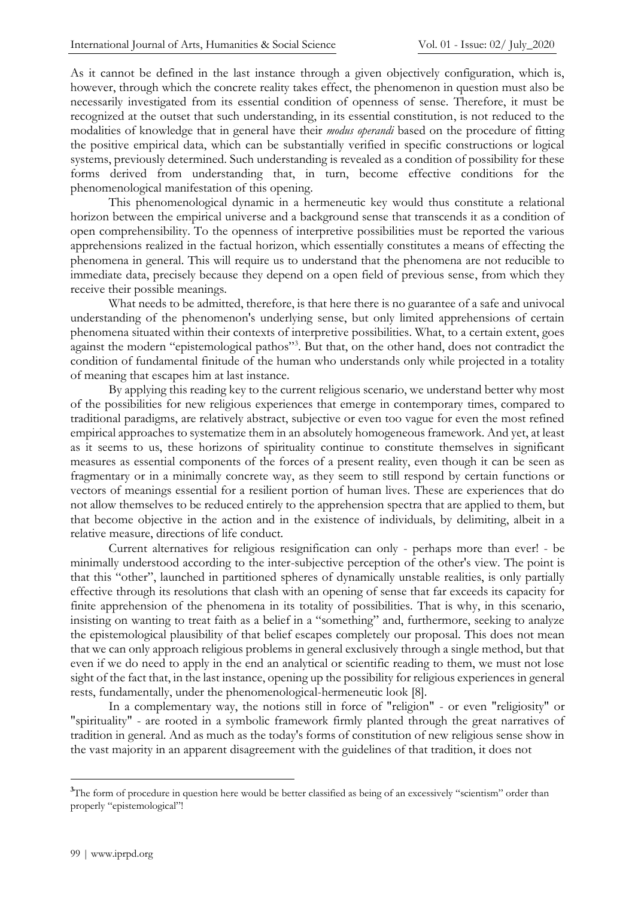As it cannot be defined in the last instance through a given objectively configuration, which is, however, through which the concrete reality takes effect, the phenomenon in question must also be necessarily investigated from its essential condition of openness of sense. Therefore, it must be recognized at the outset that such understanding, in its essential constitution, is not reduced to the modalities of knowledge that in general have their *modus operandi* based on the procedure of fitting the positive empirical data, which can be substantially verified in specific constructions or logical systems, previously determined. Such understanding is revealed as a condition of possibility for these forms derived from understanding that, in turn, become effective conditions for the phenomenological manifestation of this opening.

This phenomenological dynamic in a hermeneutic key would thus constitute a relational horizon between the empirical universe and a background sense that transcends it as a condition of open comprehensibility. To the openness of interpretive possibilities must be reported the various apprehensions realized in the factual horizon, which essentially constitutes a means of effecting the phenomena in general. This will require us to understand that the phenomena are not reducible to immediate data, precisely because they depend on a open field of previous sense, from which they receive their possible meanings.

What needs to be admitted, therefore, is that here there is no guarantee of a safe and univocal understanding of the phenomenon's underlying sense, but only limited apprehensions of certain phenomena situated within their contexts of interpretive possibilities. What, to a certain extent, goes against the modern "epistemological pathos"[3]. But that, on the other hand, does not contradict the condition of fundamental finitude of the human who understands only while projected in a totality of meaning that escapes him at last instance.

By applying this reading key to the current religious scenario, we understand better why most of the possibilities for new religious experiences that emerge in contemporary times, compared to traditional paradigms, are relatively abstract, subjective or even too vague for even the most refined empirical approaches to systematize them in an absolutely homogeneous framework. And yet, at least as it seems to us, these horizons of spirituality continue to constitute themselves in significant measures as essential components of the forces of a present reality, even though it can be seen as fragmentary or in a minimally concrete way, as they seem to still respond by certain functions or vectors of meanings essential for a resilient portion of human lives. These are experiences that do not allow themselves to be reduced entirely to the apprehension spectra that are applied to them, but that become objective in the action and in the existence of individuals, by delimiting, albeit in a relative measure, directions of life conduct.

Current alternatives for religious resignification can only - perhaps more than ever! - be minimally understood according to the inter-subjective perception of the other's view. The point is that this "other", launched in partitioned spheres of dynamically unstable realities, is only partially effective through its resolutions that clash with an opening of sense that far exceeds its capacity for finite apprehension of the phenomena in its totality of possibilities. That is why, in this scenario, insisting on wanting to treat faith as a belief in a "something" and, furthermore, seeking to analyze the epistemological plausibility of that belief escapes completely our proposal. This does not mean that we can only approach religious problems in general exclusively through a single method, but that even if we do need to apply in the end an analytical or scientific reading to them, we must not lose sight of the fact that, in the last instance, opening up the possibility for religious experiences in general rests, fundamentally, under the phenomenological-hermeneutic look [8].

In a complementary way, the notions still in force of "religion" - or even "religiosity" or "spirituality" - are rooted in a symbolic framework firmly planted through the great narratives of tradition in general. And as much as the today's forms of constitution of new religious sense show in the vast majority in an apparent disagreement with the guidelines of that tradition, it does not

[3] The form of procedure in question here would be better classified as being of an excessively "scientism" order than properly "epistemological"!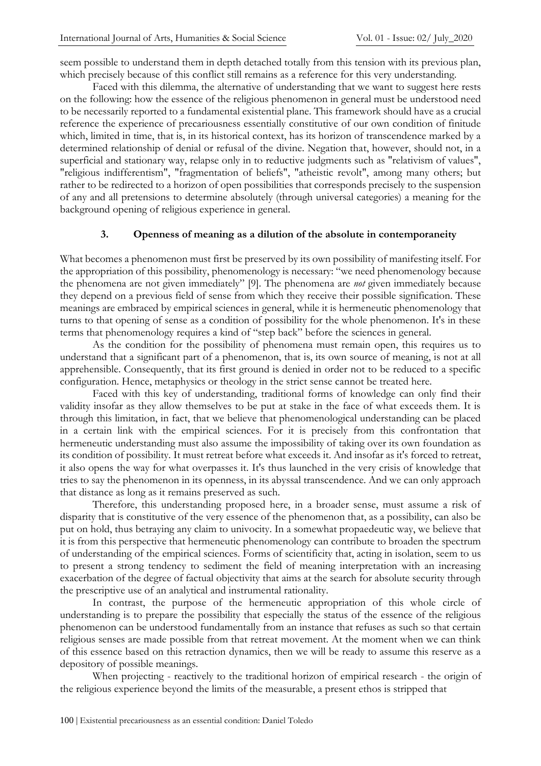seem possible to understand them in depth detached totally from this tension with its previous plan, which precisely because of this conflict still remains as a reference for this very understanding.

Faced with this dilemma, the alternative of understanding that we want to suggest here rests on the following: how the essence of the religious phenomenon in general must be understood need to be necessarily reported to a fundamental existential plane. This framework should have as a crucial reference the experience of precariousness essentially constitutive of our own condition of finitude which, limited in time, that is, in its historical context, has its horizon of transcendence marked by a determined relationship of denial or refusal of the divine. Negation that, however, should not, in a superficial and stationary way, relapse only in to reductive judgments such as "relativism of values", "religious indifferentism", "fragmentation of beliefs", "atheistic revolt", among many others; but rather to be redirected to a horizon of open possibilities that corresponds precisely to the suspension of any and all pretensions to determine absolutely (through universal categories) a meaning for the background opening of religious experience in general.

## 3. Openness of meaning as a dilution of the absolute in contemporaneity

What becomes a phenomenon must first be preserved by its own possibility of manifesting itself. For the appropriation of this possibility, phenomenology is necessary: "we need phenomenology because the phenomena are not given immediately" [9]. The phenomena are *not* given immediately because they depend on a previous field of sense from which they receive their possible signification. These meanings are embraced by empirical sciences in general, while it is hermeneutic phenomenology that turns to that opening of sense as a condition of possibility for the whole phenomenon. It's in these terms that phenomenology requires a kind of "step back" before the sciences in general.

As the condition for the possibility of phenomena must remain open, this requires us to understand that a significant part of a phenomenon, that is, its own source of meaning, is not at all apprehensible. Consequently, that its first ground is denied in order not to be reduced to a specific configuration. Hence, metaphysics or theology in the strict sense cannot be treated here.

Faced with this key of understanding, traditional forms of knowledge can only find their validity insofar as they allow themselves to be put at stake in the face of what exceeds them. It is through this limitation, in fact, that we believe that phenomenological understanding can be placed in a certain link with the empirical sciences. For it is precisely from this confrontation that hermeneutic understanding must also assume the impossibility of taking over its own foundation as its condition of possibility. It must retreat before what exceeds it. And insofar as it's forced to retreat, it also opens the way for what overpasses it. It's thus launched in the very crisis of knowledge that tries to say the phenomenon in its openness, in its abyssal transcendence. And we can only approach that distance as long as it remains preserved as such.

Therefore, this understanding proposed here, in a broader sense, must assume a risk of disparity that is constitutive of the very essence of the phenomenon that, as a possibility, can also be put on hold, thus betraying any claim to univocity. In a somewhat propaedeutic way, we believe that it is from this perspective that hermeneutic phenomenology can contribute to broaden the spectrum of understanding of the empirical sciences. Forms of scientificity that, acting in isolation, seem to us to present a strong tendency to sediment the field of meaning interpretation with an increasing exacerbation of the degree of factual objectivity that aims at the search for absolute security through the prescriptive use of an analytical and instrumental rationality.

In contrast, the purpose of the hermeneutic appropriation of this whole circle of understanding is to prepare the possibility that especially the status of the essence of the religious phenomenon can be understood fundamentally from an instance that refuses as such so that certain religious senses are made possible from that retreat movement. At the moment when we can think of this essence based on this retraction dynamics, then we will be ready to assume this reserve as a depository of possible meanings.

When projecting - reactively to the traditional horizon of empirical research - the origin of the religious experience beyond the limits of the measurable, a present ethos is stripped that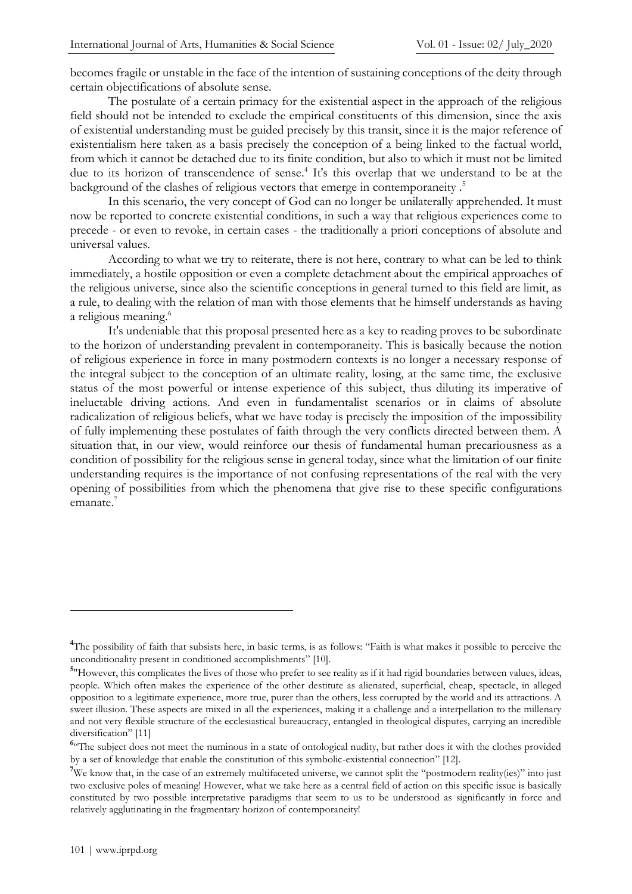becomes fragile or unstable in the face of the intention of sustaining conceptions of the deity through certain objectifications of absolute sense.

The postulate of a certain primacy for the existential aspect in the approach of the religious field should not be intended to exclude the empirical constituents of this dimension, since the axis of existential understanding must be guided precisely by this transit, since it is the major reference of existentialism here taken as a basis precisely the conception of a being linked to the factual world, from which it cannot be detached due to its finite condition, but also to which it must not be limited due to its horizon of transcendence of sense.[4] It's this overlap that we understand to be at the background of the clashes of religious vectors that emerge in contemporaneity .[5]

In this scenario, the very concept of God can no longer be unilaterally apprehended. It must now be reported to concrete existential conditions, in such a way that religious experiences come to precede - or even to revoke, in certain cases - the traditionally a priori conceptions of absolute and universal values.

According to what we try to reiterate, there is not here, contrary to what can be led to think immediately, a hostile opposition or even a complete detachment about the empirical approaches of the religious universe, since also the scientific conceptions in general turned to this field are limit, as a rule, to dealing with the relation of man with those elements that he himself understands as having a religious meaning.[6]

It's undeniable that this proposal presented here as a key to reading proves to be subordinate to the horizon of understanding prevalent in contemporaneity. This is basically because the notion of religious experience in force in many postmodern contexts is no longer a necessary response of the integral subject to the conception of an ultimate reality, losing, at the same time, the exclusive status of the most powerful or intense experience of this subject, thus diluting its imperative of ineluctable driving actions. And even in fundamentalist scenarios or in claims of absolute radicalization of religious beliefs, what we have today is precisely the imposition of the impossibility of fully implementing these postulates of faith through the very conflicts directed between them. A situation that, in our view, would reinforce our thesis of fundamental human precariousness as a condition of possibility for the religious sense in general today, since what the limitation of our finite understanding requires is the importance of not confusing representations of the real with the very opening of possibilities from which the phenomena that give rise to these specific configurations emanate.[7]

---

[4] The possibility of faith that subsists here, in basic terms, is as follows: "Faith is what makes it possible to perceive the unconditionality present in conditioned accomplishments" [10].

[5] "However, this complicates the lives of those who prefer to see reality as if it had rigid boundaries between values, ideas, people. Which often makes the experience of the other destitute as alienated, superficial, cheap, spectacle, in alleged opposition to a legitimate experience, more true, purer than the others, less corrupted by the world and its attractions. A sweet illusion. These aspects are mixed in all the experiences, making it a challenge and a interpellation to the millenary and not very flexible structure of the ecclesiastical bureaucracy, entangled in theological disputes, carrying an incredible diversification" [11]

[6] "The subject does not meet the numinous in a state of ontological nudity, but rather does it with the clothes provided by a set of knowledge that enable the constitution of this symbolic-existential connection" [12].

[7] We know that, in the case of an extremely multifaceted universe, we cannot split the "postmodern reality(ies)" into just two exclusive poles of meaning! However, what we take here as a central field of action on this specific issue is basically constituted by two possible interpretative paradigms that seem to us to be understood as significantly in force and relatively agglutinating in the fragmentary horizon of contemporaneity!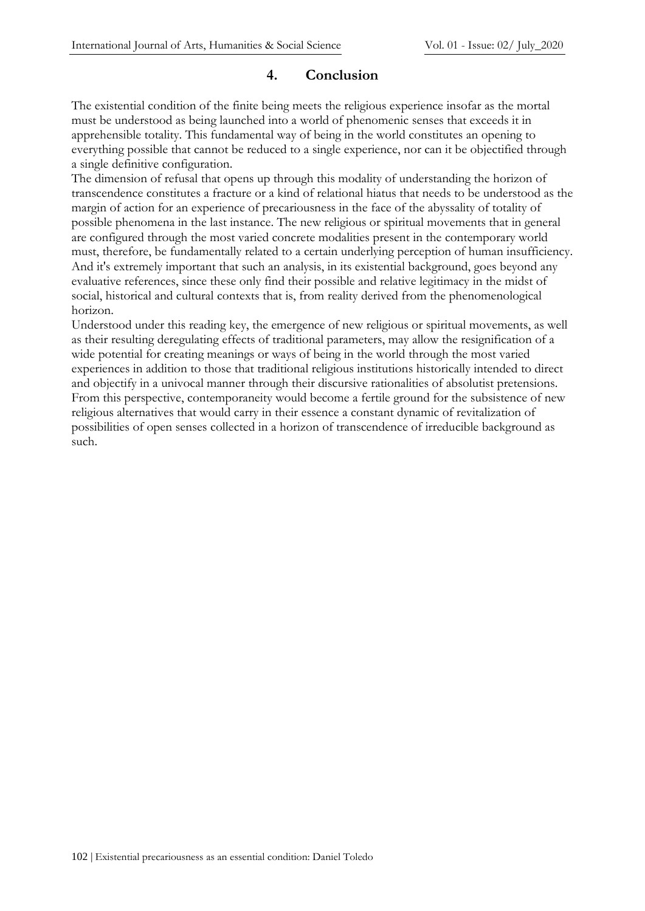## 4. Conclusion

The existential condition of the finite being meets the religious experience insofar as the mortal must be understood as being launched into a world of phenomenic senses that exceeds it in apprehensible totality. This fundamental way of being in the world constitutes an opening to everything possible that cannot be reduced to a single experience, nor can it be objectified through a single definitive configuration.

The dimension of refusal that opens up through this modality of understanding the horizon of transcendence constitutes a fracture or a kind of relational hiatus that needs to be understood as the margin of action for an experience of precariousness in the face of the abyssality of totality of possible phenomena in the last instance. The new religious or spiritual movements that in general are configured through the most varied concrete modalities present in the contemporary world must, therefore, be fundamentally related to a certain underlying perception of human insufficiency. And it's extremely important that such an analysis, in its existential background, goes beyond any evaluative references, since these only find their possible and relative legitimacy in the midst of social, historical and cultural contexts that is, from reality derived from the phenomenological horizon.

Understood under this reading key, the emergence of new religious or spiritual movements, as well as their resulting deregulating effects of traditional parameters, may allow the resignification of a wide potential for creating meanings or ways of being in the world through the most varied experiences in addition to those that traditional religious institutions historically intended to direct and objectify in a univocal manner through their discursive rationalities of absolutist pretensions. From this perspective, contemporaneity would become a fertile ground for the subsistence of new religious alternatives that would carry in their essence a constant dynamic of revitalization of possibilities of open senses collected in a horizon of transcendence of irreducible background as such.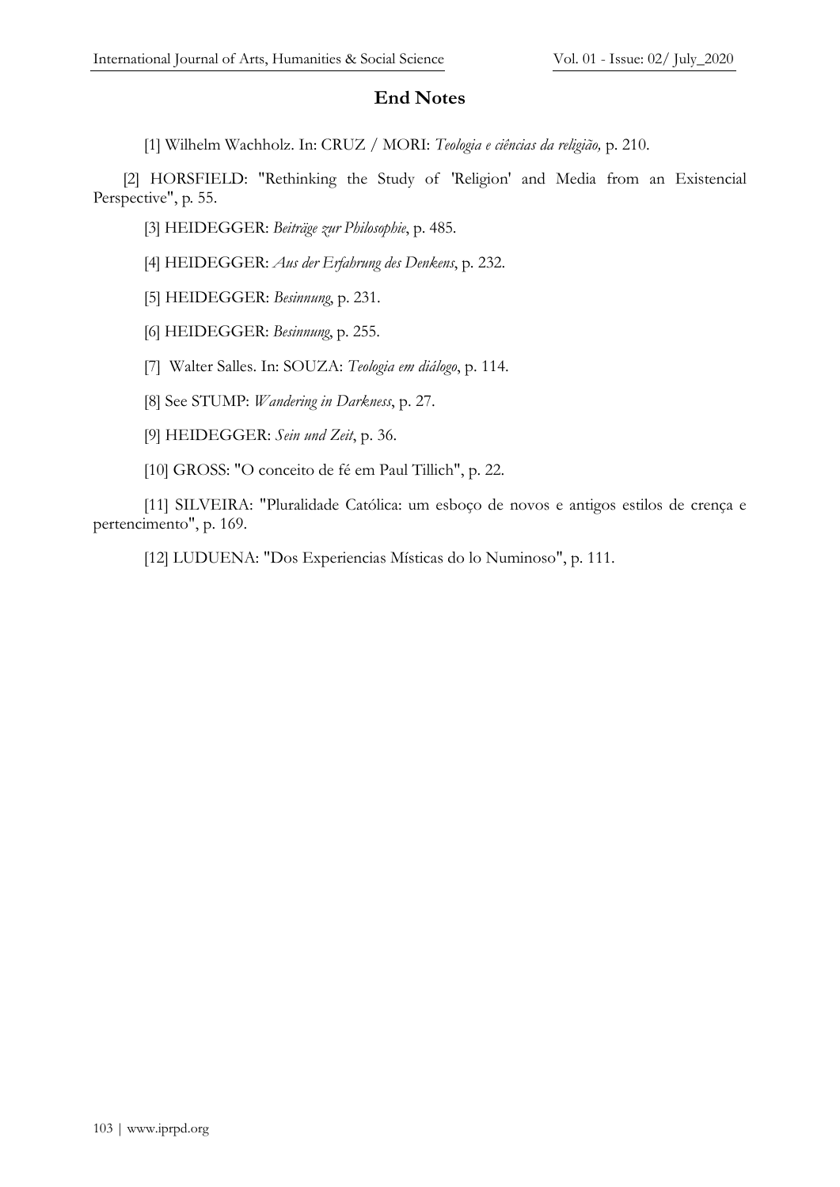## End Notes

[1] Wilhelm Wachholz. In: CRUZ / MORI: *Teologia e ciências da religião,* p. 210.

[2] HORSFIELD: "Rethinking the Study of 'Religion' and Media from an Existencial Perspective", p. 55.

[3] HEIDEGGER: *Beiträge zur Philosophie*, p. 485.

[4] HEIDEGGER: *Aus der Erfahrung des Denkens*, p. 232.

[5] HEIDEGGER: *Besinnung*, p. 231.

[6] HEIDEGGER: *Besinnung*, p. 255.

[7] Walter Salles. In: SOUZA: *Teologia em diálogo*, p. 114.

[8] See STUMP: *Wandering in Darkness*, p. 27.

[9] HEIDEGGER: *Sein und Zeit*, p. 36.

[10] GROSS: "O conceito de fé em Paul Tillich", p. 22.

[11] SILVEIRA: "Pluralidade Católica: um esboço de novos e antigos estilos de crença e pertencimento", p. 169.

[12] LUDUENA: "Dos Experiencias Místicas do lo Numinoso", p. 111.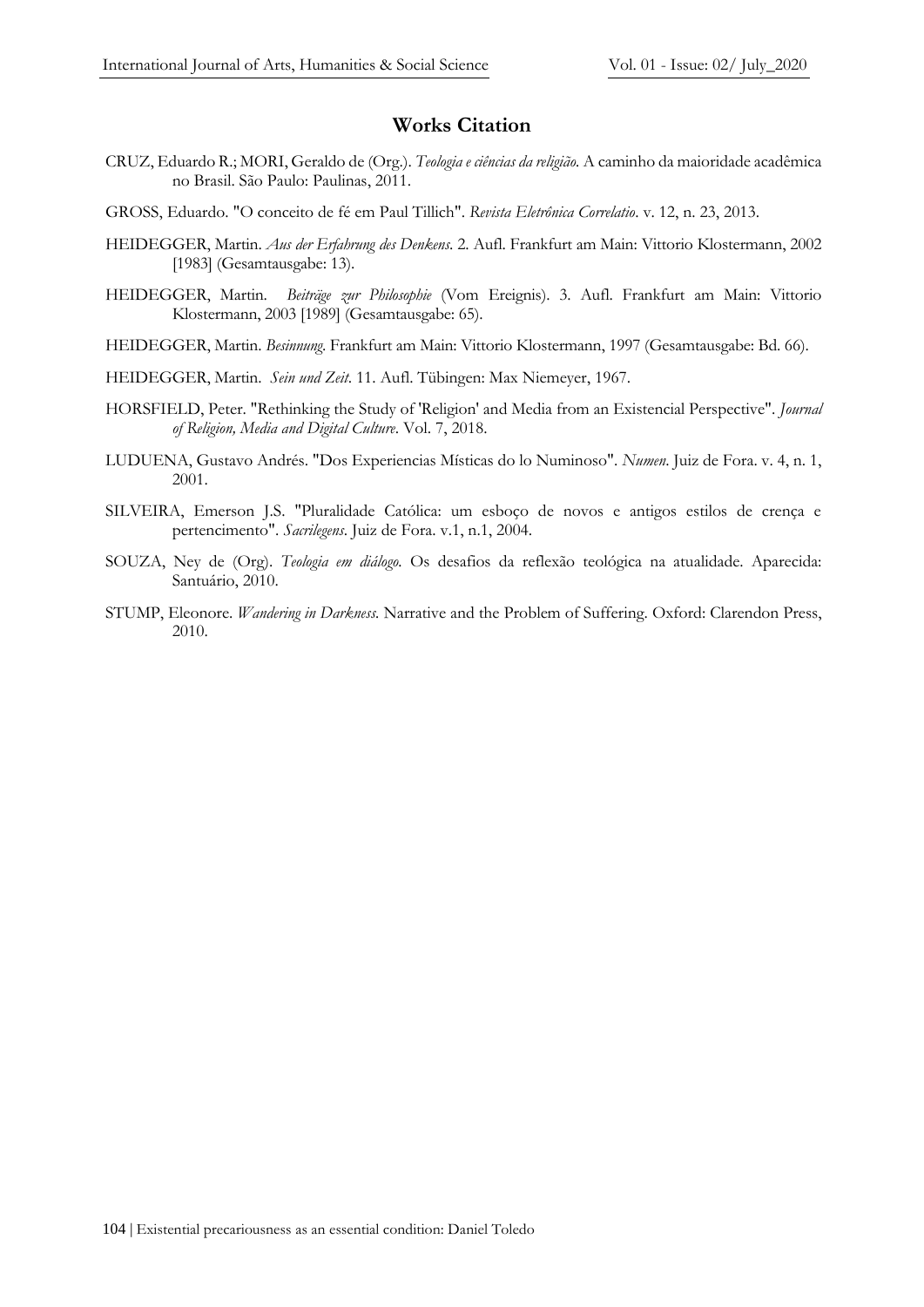## Works Citation

CRUZ, Eduardo R.; MORI, Geraldo de (Org.). *Teologia e ciências da religião.* A caminho da maioridade acadêmica no Brasil. São Paulo: Paulinas, 2011.

GROSS, Eduardo. "O conceito de fé em Paul Tillich". *Revista Eletrônica Correlatio*. v. 12, n. 23, 2013.

HEIDEGGER, Martin. *Aus der Erfahrung des Denkens*. 2. Aufl. Frankfurt am Main: Vittorio Klostermann, 2002 [1983] (Gesamtausgabe: 13).

HEIDEGGER, Martin. *Beiträge zur Philosophie* (Vom Ereignis). 3. Aufl. Frankfurt am Main: Vittorio Klostermann, 2003 [1989] (Gesamtausgabe: 65).

HEIDEGGER, Martin. *Besinnung*. Frankfurt am Main: Vittorio Klostermann, 1997 (Gesamtausgabe: Bd. 66).

HEIDEGGER, Martin. *Sein und Zeit*. 11. Aufl. Tübingen: Max Niemeyer, 1967.

HORSFIELD, Peter. "Rethinking the Study of 'Religion' and Media from an Existencial Perspective". *Journal of Religion, Media and Digital Culture*. Vol. 7, 2018.

LUDUENA, Gustavo Andrés. "Dos Experiencias Místicas do lo Numinoso". *Numen*. Juiz de Fora. v. 4, n. 1, 2001.

SILVEIRA, Emerson J.S. "Pluralidade Católica: um esboço de novos e antigos estilos de crença e pertencimento". *Sacrilegens*. Juiz de Fora. v.1, n.1, 2004.

SOUZA, Ney de (Org). *Teologia em diálogo*. Os desafios da reflexão teológica na atualidade. Aparecida: Santuário, 2010.

STUMP, Eleonore. *Wandering in Darkness*. Narrative and the Problem of Suffering. Oxford: Clarendon Press, 2010.